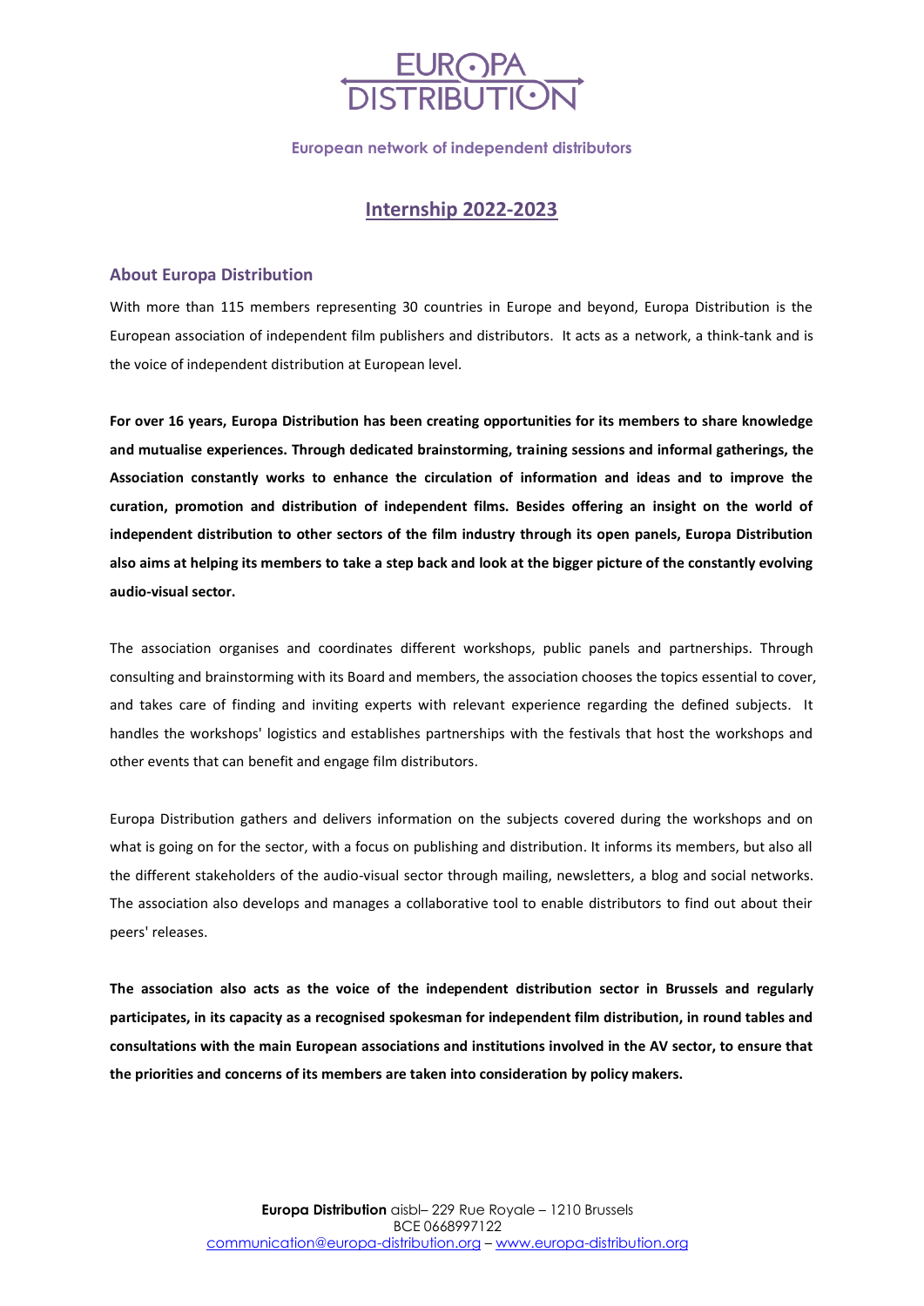EUROPA DISTRIBUTION

European network of independent distributors

# Internship 2022-2023

## About Europa Distribution

With more than 115 members representing 30 countries in Europe and beyond, Europa Distribution is the European association of independent film publishers and distributors. It acts as a network, a think-tank and is the voice of independent distribution at European level.

**For over 16 years, Europa Distribution has been creating opportunities for its members to share knowledge and mutualise experiences. Through dedicated brainstorming, training sessions and informal gatherings, the Association constantly works to enhance the circulation of information and ideas and to improve the curation, promotion and distribution of independent films. Besides offering an insight on the world of independent distribution to other sectors of the film industry through its open panels, Europa Distribution also aims at helping its members to take a step back and look at the bigger picture of the constantly evolving audio-visual sector.**

The association organises and coordinates different workshops, public panels and partnerships. Through consulting and brainstorming with its Board and members, the association chooses the topics essential to cover, and takes care of finding and inviting experts with relevant experience regarding the defined subjects. It handles the workshops' logistics and establishes partnerships with the festivals that host the workshops and other events that can benefit and engage film distributors.

Europa Distribution gathers and delivers information on the subjects covered during the workshops and on what is going on for the sector, with a focus on publishing and distribution. It informs its members, but also all the different stakeholders of the audio-visual sector through mailing, newsletters, a blog and social networks. The association also develops and manages a collaborative tool to enable distributors to find out about their peers' releases.

**The association also acts as the voice of the independent distribution sector in Brussels and regularly participates, in its capacity as a recognised spokesman for independent film distribution, in round tables and consultations with the main European associations and institutions involved in the AV sector, to ensure that the priorities and concerns of its members are taken into consideration by policy makers.**

**Europa Distribution** aisbl– 229 Rue Royale – 1210 Brussels
BCE 0668997122
communication@europa-distribution.org – www.europa-distribution.org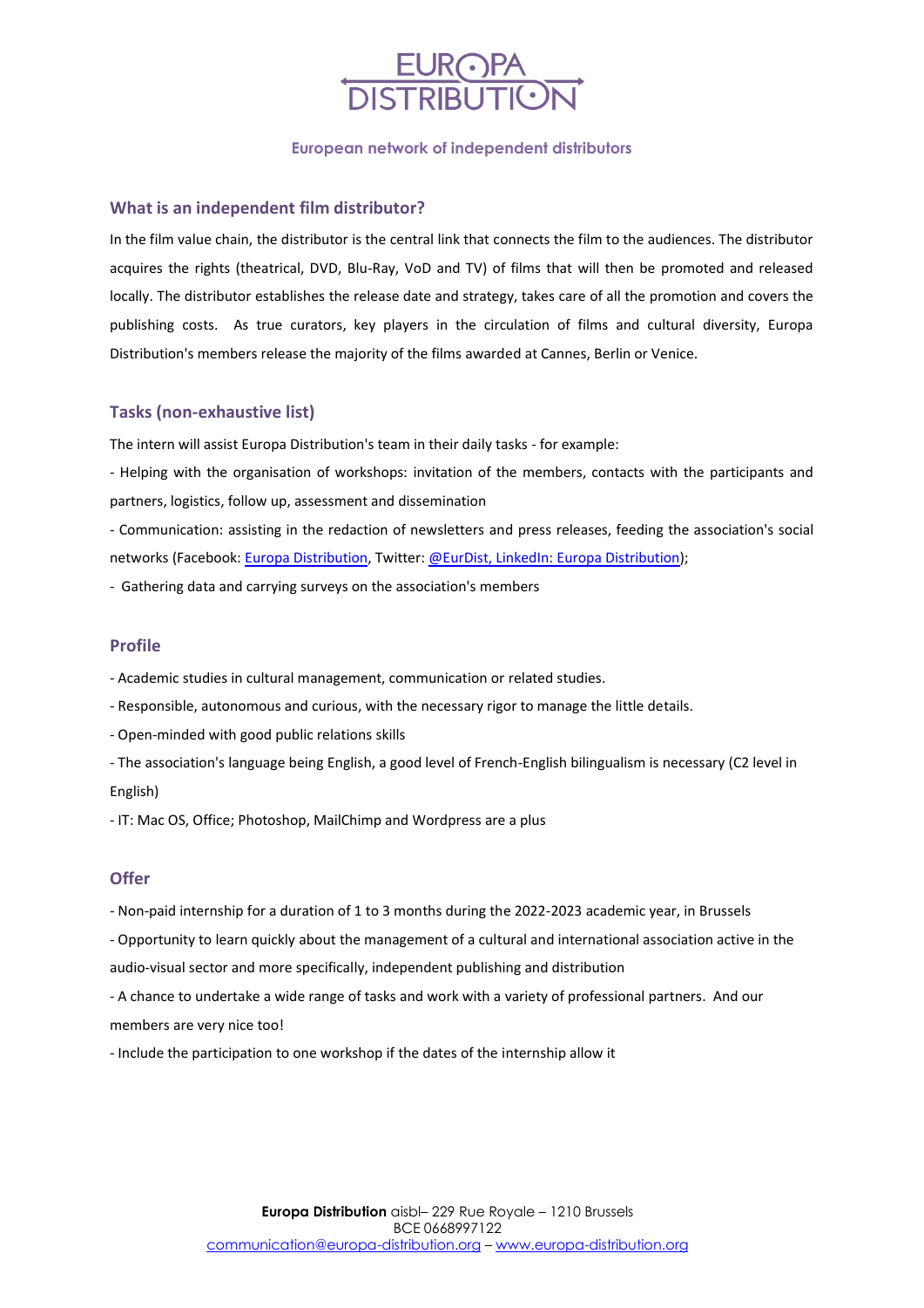EUROPA DISTRIBUTION

European network of independent distributors

## What is an independent film distributor?

In the film value chain, the distributor is the central link that connects the film to the audiences. The distributor acquires the rights (theatrical, DVD, Blu-Ray, VoD and TV) of films that will then be promoted and released locally. The distributor establishes the release date and strategy, takes care of all the promotion and covers the publishing costs. As true curators, key players in the circulation of films and cultural diversity, Europa Distribution's members release the majority of the films awarded at Cannes, Berlin or Venice.

## Tasks (non-exhaustive list)

The intern will assist Europa Distribution's team in their daily tasks - for example:

- Helping with the organisation of workshops: invitation of the members, contacts with the participants and partners, logistics, follow up, assessment and dissemination
- Communication: assisting in the redaction of newsletters and press releases, feeding the association's social networks (Facebook: Europa Distribution, Twitter: @EurDist, LinkedIn: Europa Distribution);
- Gathering data and carrying surveys on the association's members

## Profile

- Academic studies in cultural management, communication or related studies.
- Responsible, autonomous and curious, with the necessary rigor to manage the little details.
- Open-minded with good public relations skills
- The association's language being English, a good level of French-English bilingualism is necessary (C2 level in English)
- IT: Mac OS, Office; Photoshop, MailChimp and Wordpress are a plus

## Offer

- Non-paid internship for a duration of 1 to 3 months during the 2022-2023 academic year, in Brussels
- Opportunity to learn quickly about the management of a cultural and international association active in the audio-visual sector and more specifically, independent publishing and distribution
- A chance to undertake a wide range of tasks and work with a variety of professional partners. And our members are very nice too!
- Include the participation to one workshop if the dates of the internship allow it

**Europa Distribution** aisbl– 229 Rue Royale – 1210 Brussels
BCE 0668997122
communication@europa-distribution.org – www.europa-distribution.org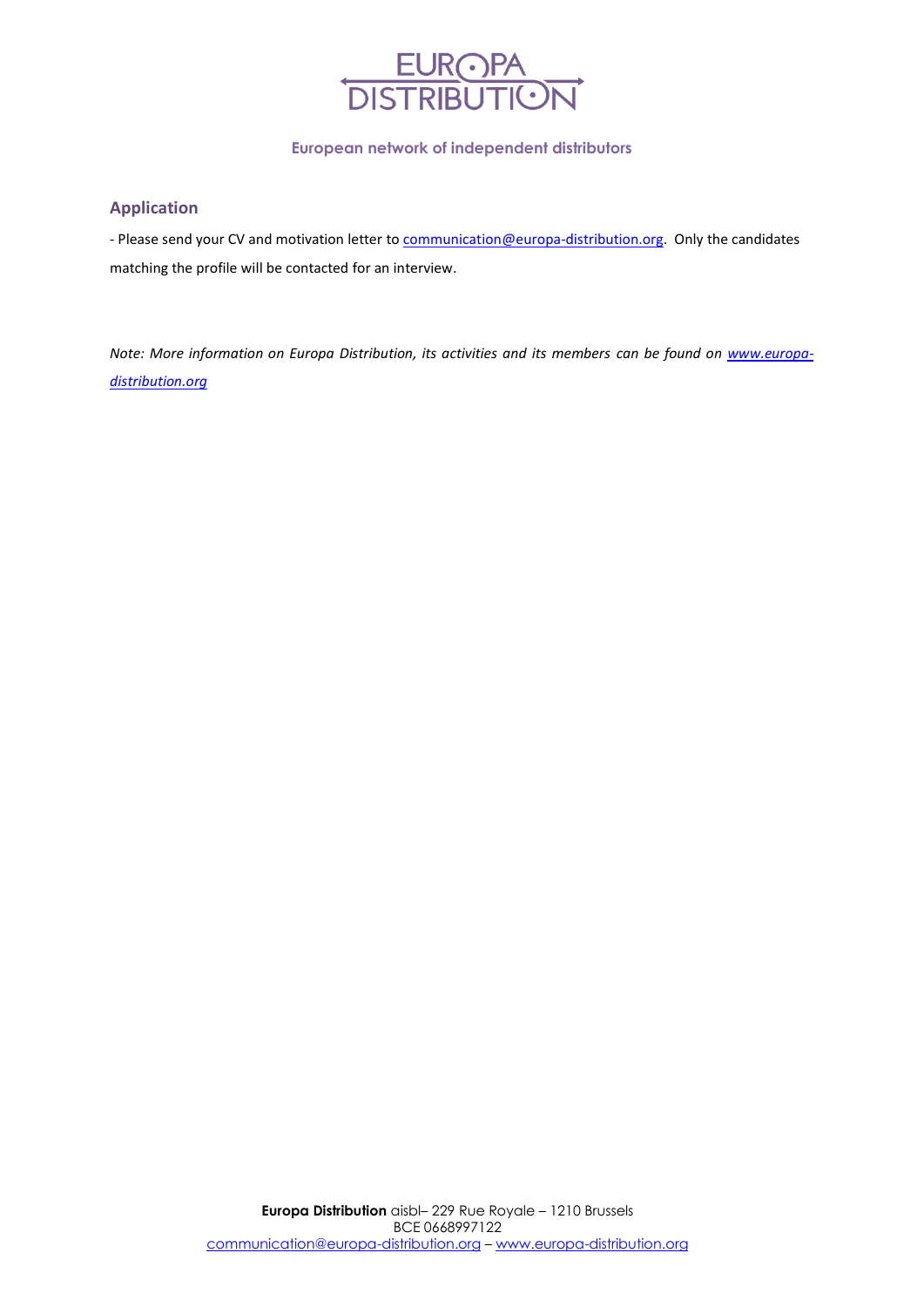## Application

- Please send your CV and motivation letter to communication@europa-distribution.org. Only the candidates matching the profile will be contacted for an interview.

*Note: More information on Europa Distribution, its activities and its members can be found on www.europa-distribution.org*